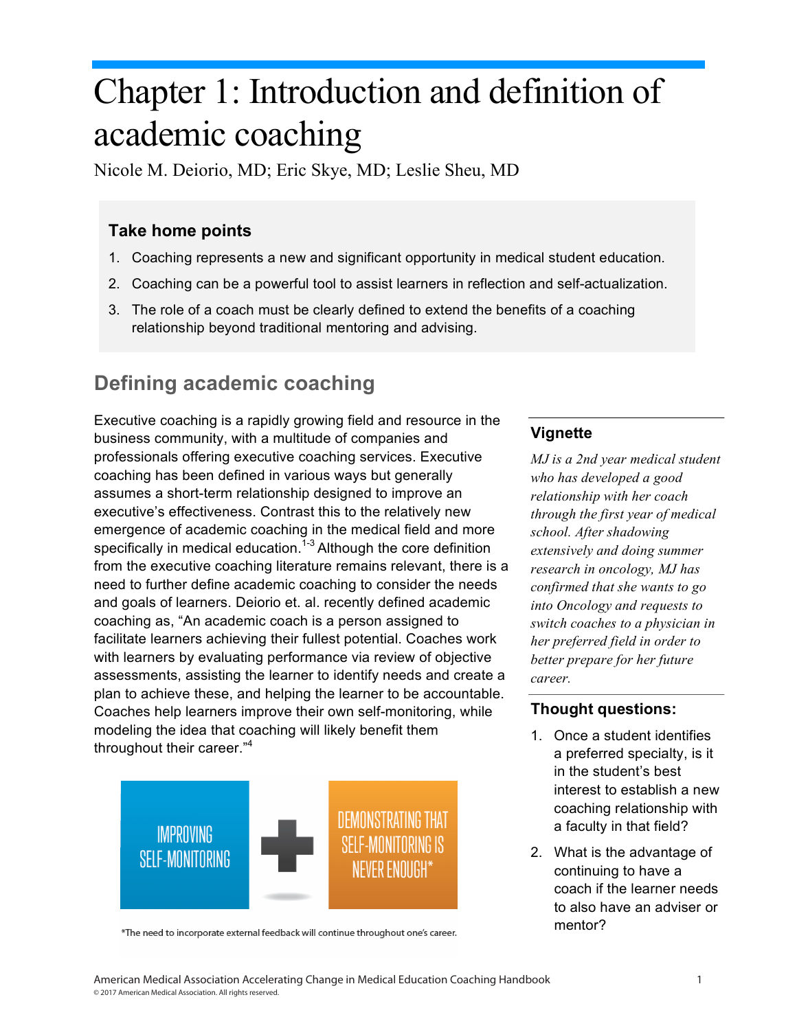# Chapter 1: Introduction and definition of academic coaching

Nicole M. Deiorio, MD; Eric Skye, MD; Leslie Sheu, MD

### Take home points

1. Coaching represents a new and significant opportunity in medical student education.
2. Coaching can be a powerful tool to assist learners in reflection and self-actualization.
3. The role of a coach must be clearly defined to extend the benefits of a coaching relationship beyond traditional mentoring and advising.

## Defining academic coaching

Executive coaching is a rapidly growing field and resource in the business community, with a multitude of companies and professionals offering executive coaching services. Executive coaching has been defined in various ways but generally assumes a short-term relationship designed to improve an executive's effectiveness. Contrast this to the relatively new emergence of academic coaching in the medical field and more specifically in medical education.[1-3] Although the core definition from the executive coaching literature remains relevant, there is a need to further define academic coaching to consider the needs and goals of learners. Deiorio et. al. recently defined academic coaching as, "An academic coach is a person assigned to facilitate learners achieving their fullest potential. Coaches work with learners by evaluating performance via review of objective assessments, assisting the learner to identify needs and create a plan to achieve these, and helping the learner to be accountable. Coaches help learners improve their own self-monitoring, while modeling the idea that coaching will likely benefit them throughout their career."[4]

IMPROVING SELF-MONITORING + DEMONSTRATING THAT SELF-MONITORING IS NEVER ENOUGH*

*The need to incorporate external feedback will continue throughout one's career.

### Vignette

*MJ is a 2nd year medical student who has developed a good relationship with her coach through the first year of medical school. After shadowing extensively and doing summer research in oncology, MJ has confirmed that she wants to go into Oncology and requests to switch coaches to a physician in her preferred field in order to better prepare for her future career.*

### Thought questions:

1. Once a student identifies a preferred specialty, is it in the student's best interest to establish a new coaching relationship with a faculty in that field?
2. What is the advantage of continuing to have a coach if the learner needs to also have an adviser or mentor?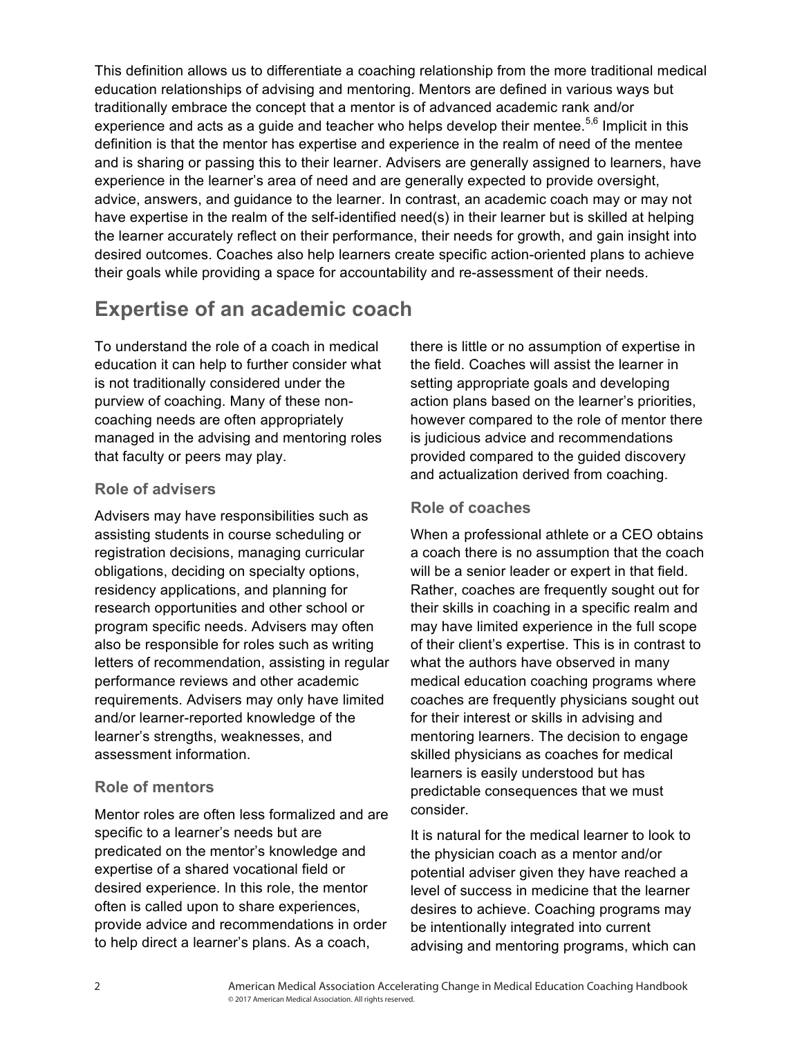This definition allows us to differentiate a coaching relationship from the more traditional medical education relationships of advising and mentoring. Mentors are defined in various ways but traditionally embrace the concept that a mentor is of advanced academic rank and/or experience and acts as a guide and teacher who helps develop their mentee.[5,6] Implicit in this definition is that the mentor has expertise and experience in the realm of need of the mentee and is sharing or passing this to their learner. Advisers are generally assigned to learners, have experience in the learner's area of need and are generally expected to provide oversight, advice, answers, and guidance to the learner. In contrast, an academic coach may or may not have expertise in the realm of the self-identified need(s) in their learner but is skilled at helping the learner accurately reflect on their performance, their needs for growth, and gain insight into desired outcomes. Coaches also help learners create specific action-oriented plans to achieve their goals while providing a space for accountability and re-assessment of their needs.

## Expertise of an academic coach

To understand the role of a coach in medical education it can help to further consider what is not traditionally considered under the purview of coaching. Many of these non-coaching needs are often appropriately managed in the advising and mentoring roles that faculty or peers may play.

### Role of advisers

Advisers may have responsibilities such as assisting students in course scheduling or registration decisions, managing curricular obligations, deciding on specialty options, residency applications, and planning for research opportunities and other school or program specific needs. Advisers may often also be responsible for roles such as writing letters of recommendation, assisting in regular performance reviews and other academic requirements. Advisers may only have limited and/or learner-reported knowledge of the learner's strengths, weaknesses, and assessment information.

### Role of mentors

Mentor roles are often less formalized and are specific to a learner's needs but are predicated on the mentor's knowledge and expertise of a shared vocational field or desired experience. In this role, the mentor often is called upon to share experiences, provide advice and recommendations in order to help direct a learner's plans. As a coach, there is little or no assumption of expertise in the field. Coaches will assist the learner in setting appropriate goals and developing action plans based on the learner's priorities, however compared to the role of mentor there is judicious advice and recommendations provided compared to the guided discovery and actualization derived from coaching.

### Role of coaches

When a professional athlete or a CEO obtains a coach there is no assumption that the coach will be a senior leader or expert in that field. Rather, coaches are frequently sought out for their skills in coaching in a specific realm and may have limited experience in the full scope of their client's expertise. This is in contrast to what the authors have observed in many medical education coaching programs where coaches are frequently physicians sought out for their interest or skills in advising and mentoring learners. The decision to engage skilled physicians as coaches for medical learners is easily understood but has predictable consequences that we must consider.

It is natural for the medical learner to look to the physician coach as a mentor and/or potential adviser given they have reached a level of success in medicine that the learner desires to achieve. Coaching programs may be intentionally integrated into current advising and mentoring programs, which can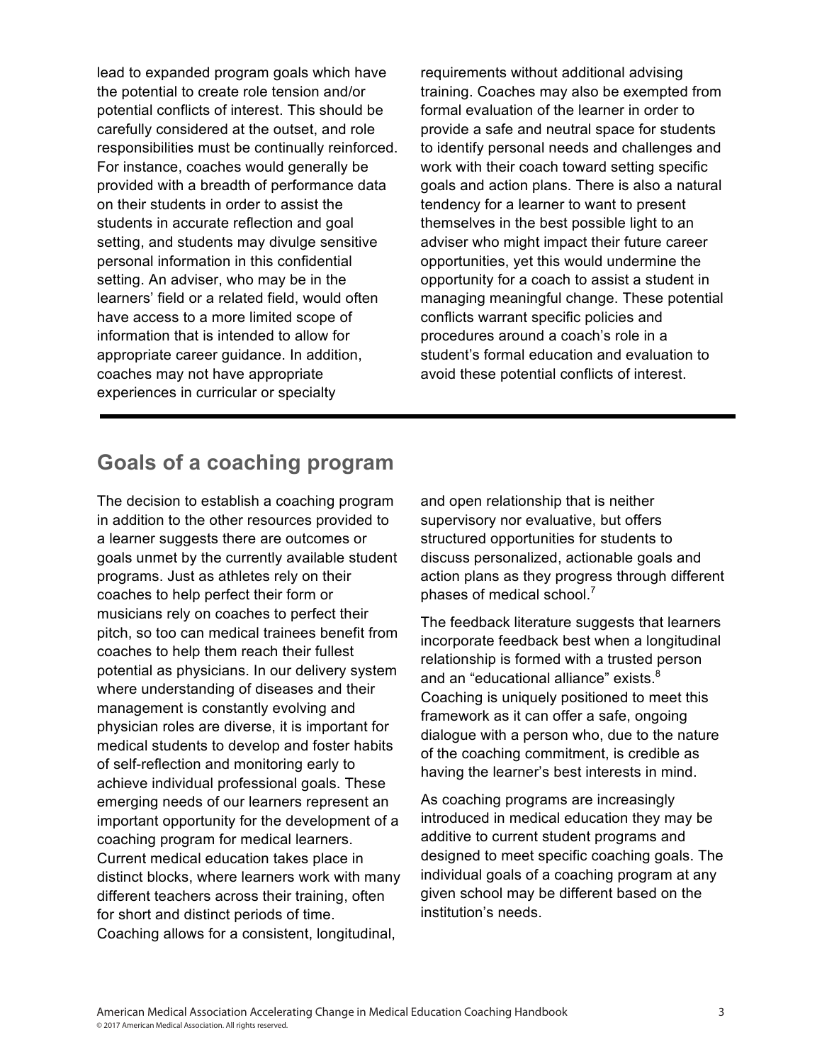lead to expanded program goals which have the potential to create role tension and/or potential conflicts of interest. This should be carefully considered at the outset, and role responsibilities must be continually reinforced. For instance, coaches would generally be provided with a breadth of performance data on their students in order to assist the students in accurate reflection and goal setting, and students may divulge sensitive personal information in this confidential setting. An adviser, who may be in the learners' field or a related field, would often have access to a more limited scope of information that is intended to allow for appropriate career guidance. In addition, coaches may not have appropriate experiences in curricular or specialty requirements without additional advising training. Coaches may also be exempted from formal evaluation of the learner in order to provide a safe and neutral space for students to identify personal needs and challenges and work with their coach toward setting specific goals and action plans. There is also a natural tendency for a learner to want to present themselves in the best possible light to an adviser who might impact their future career opportunities, yet this would undermine the opportunity for a coach to assist a student in managing meaningful change. These potential conflicts warrant specific policies and procedures around a coach's role in a student's formal education and evaluation to avoid these potential conflicts of interest.

## Goals of a coaching program

The decision to establish a coaching program in addition to the other resources provided to a learner suggests there are outcomes or goals unmet by the currently available student programs. Just as athletes rely on their coaches to help perfect their form or musicians rely on coaches to perfect their pitch, so too can medical trainees benefit from coaches to help them reach their fullest potential as physicians. In our delivery system where understanding of diseases and their management is constantly evolving and physician roles are diverse, it is important for medical students to develop and foster habits of self-reflection and monitoring early to achieve individual professional goals. These emerging needs of our learners represent an important opportunity for the development of a coaching program for medical learners. Current medical education takes place in distinct blocks, where learners work with many different teachers across their training, often for short and distinct periods of time. Coaching allows for a consistent, longitudinal, and open relationship that is neither supervisory nor evaluative, but offers structured opportunities for students to discuss personalized, actionable goals and action plans as they progress through different phases of medical school.[7]

The feedback literature suggests that learners incorporate feedback best when a longitudinal relationship is formed with a trusted person and an "educational alliance" exists.[8] Coaching is uniquely positioned to meet this framework as it can offer a safe, ongoing dialogue with a person who, due to the nature of the coaching commitment, is credible as having the learner's best interests in mind.

As coaching programs are increasingly introduced in medical education they may be additive to current student programs and designed to meet specific coaching goals. The individual goals of a coaching program at any given school may be different based on the institution's needs.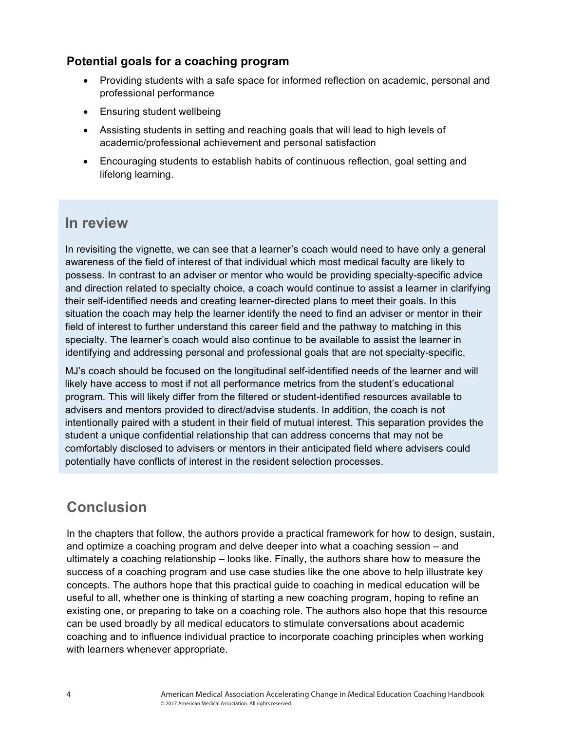### Potential goals for a coaching program

- Providing students with a safe space for informed reflection on academic, personal and professional performance
- Ensuring student wellbeing
- Assisting students in setting and reaching goals that will lead to high levels of academic/professional achievement and personal satisfaction
- Encouraging students to establish habits of continuous reflection, goal setting and lifelong learning.

## In review

In revisiting the vignette, we can see that a learner's coach would need to have only a general awareness of the field of interest of that individual which most medical faculty are likely to possess. In contrast to an adviser or mentor who would be providing specialty-specific advice and direction related to specialty choice, a coach would continue to assist a learner in clarifying their self-identified needs and creating learner-directed plans to meet their goals. In this situation the coach may help the learner identify the need to find an adviser or mentor in their field of interest to further understand this career field and the pathway to matching in this specialty. The learner's coach would also continue to be available to assist the learner in identifying and addressing personal and professional goals that are not specialty-specific.

MJ's coach should be focused on the longitudinal self-identified needs of the learner and will likely have access to most if not all performance metrics from the student's educational program. This will likely differ from the filtered or student-identified resources available to advisers and mentors provided to direct/advise students. In addition, the coach is not intentionally paired with a student in their field of mutual interest. This separation provides the student a unique confidential relationship that can address concerns that may not be comfortably disclosed to advisers or mentors in their anticipated field where advisers could potentially have conflicts of interest in the resident selection processes.

## Conclusion

In the chapters that follow, the authors provide a practical framework for how to design, sustain, and optimize a coaching program and delve deeper into what a coaching session – and ultimately a coaching relationship – looks like. Finally, the authors share how to measure the success of a coaching program and use case studies like the one above to help illustrate key concepts. The authors hope that this practical guide to coaching in medical education will be useful to all, whether one is thinking of starting a new coaching program, hoping to refine an existing one, or preparing to take on a coaching role. The authors also hope that this resource can be used broadly by all medical educators to stimulate conversations about academic coaching and to influence individual practice to incorporate coaching principles when working with learners whenever appropriate.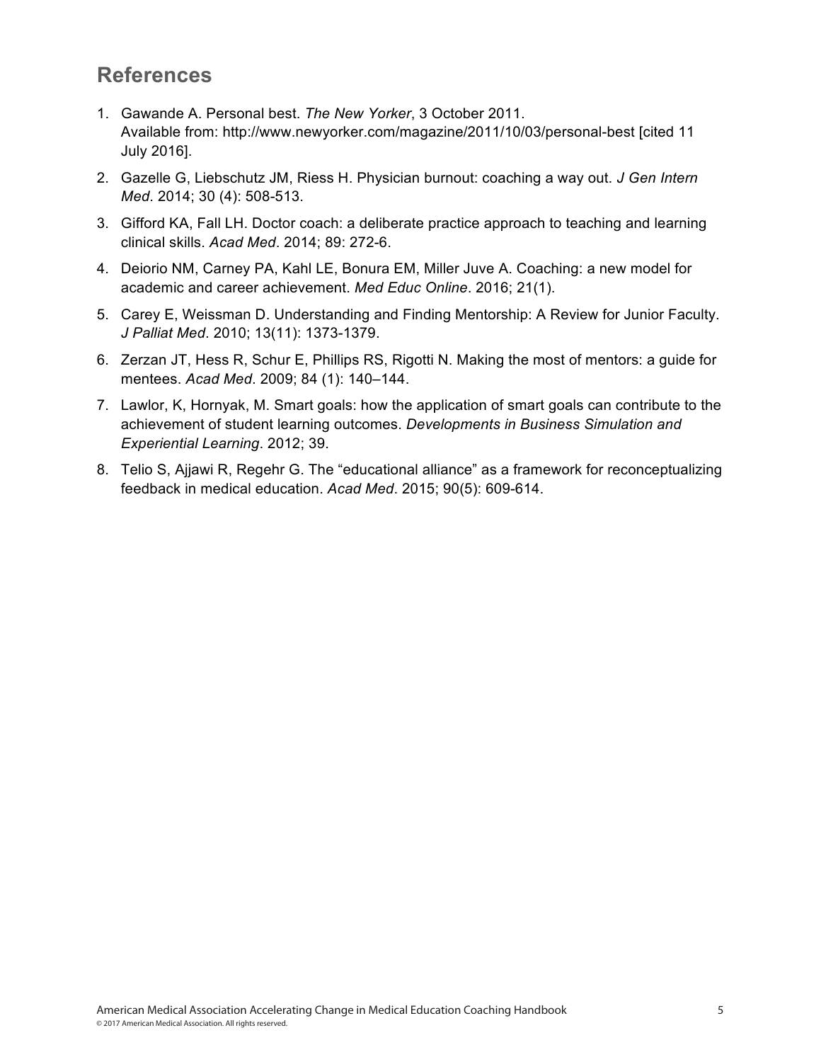## References

1. Gawande A. Personal best. *The New Yorker*, 3 October 2011. Available from: http://www.newyorker.com/magazine/2011/10/03/personal-best [cited 11 July 2016].
2. Gazelle G, Liebschutz JM, Riess H. Physician burnout: coaching a way out. *J Gen Intern Med*. 2014; 30 (4): 508-513.
3. Gifford KA, Fall LH. Doctor coach: a deliberate practice approach to teaching and learning clinical skills. *Acad Med*. 2014; 89: 272-6.
4. Deiorio NM, Carney PA, Kahl LE, Bonura EM, Miller Juve A. Coaching: a new model for academic and career achievement. *Med Educ Online*. 2016; 21(1).
5. Carey E, Weissman D. Understanding and Finding Mentorship: A Review for Junior Faculty. *J Palliat Med*. 2010; 13(11): 1373-1379.
6. Zerzan JT, Hess R, Schur E, Phillips RS, Rigotti N. Making the most of mentors: a guide for mentees. *Acad Med*. 2009; 84 (1): 140–144.
7. Lawlor, K, Hornyak, M. Smart goals: how the application of smart goals can contribute to the achievement of student learning outcomes. *Developments in Business Simulation and Experiential Learning*. 2012; 39.
8. Telio S, Ajjawi R, Regehr G. The "educational alliance" as a framework for reconceptualizing feedback in medical education. *Acad Med*. 2015; 90(5): 609-614.